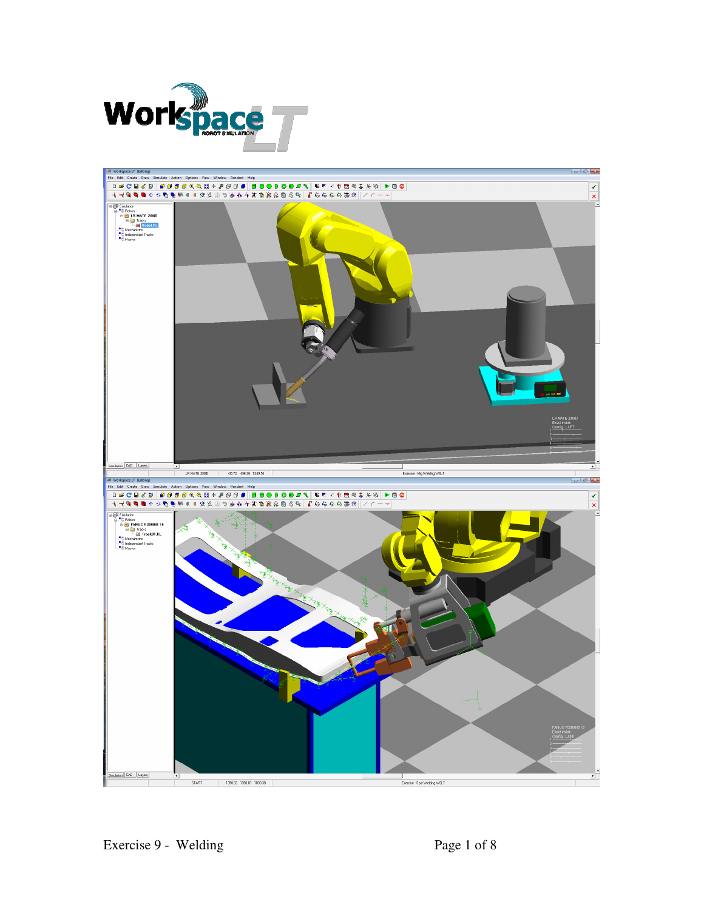Workspace LT

ROBOT SIMULATION

Exercise 9 - Welding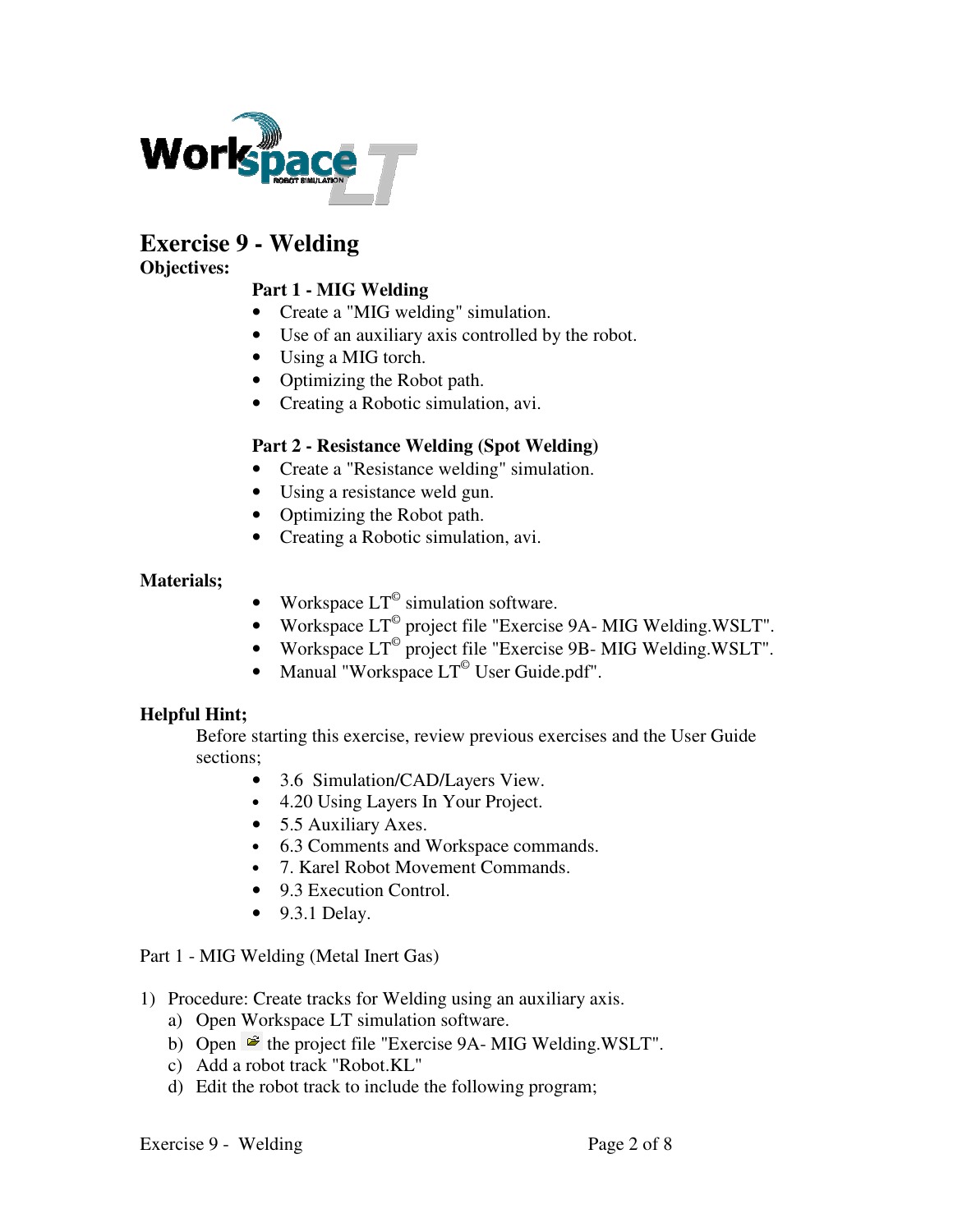# Exercise 9 - Welding

**Objectives:**

**Part 1 - MIG Welding**

- Create a "MIG welding" simulation.
- Use of an auxiliary axis controlled by the robot.
- Using a MIG torch.
- Optimizing the Robot path.
- Creating a Robotic simulation, avi.

**Part 2 - Resistance Welding (Spot Welding)**

- Create a "Resistance welding" simulation.
- Using a resistance weld gun.
- Optimizing the Robot path.
- Creating a Robotic simulation, avi.

**Materials;**

- Workspace LT© simulation software.
- Workspace LT© project file "Exercise 9A- MIG Welding.WSLT".
- Workspace LT© project file "Exercise 9B- MIG Welding.WSLT".
- Manual "Workspace LT© User Guide.pdf".

**Helpful Hint;**

Before starting this exercise, review previous exercises and the User Guide sections;

- 3.6 Simulation/CAD/Layers View.
- 4.20 Using Layers In Your Project.
- 5.5 Auxiliary Axes.
- 6.3 Comments and Workspace commands.
- 7. Karel Robot Movement Commands.
- 9.3 Execution Control.
- 9.3.1 Delay.

Part 1 - MIG Welding (Metal Inert Gas)

1) Procedure: Create tracks for Welding using an auxiliary axis.
   a) Open Workspace LT simulation software.
   b) Open the project file "Exercise 9A- MIG Welding.WSLT".
   c) Add a robot track "Robot.KL"
   d) Edit the robot track to include the following program;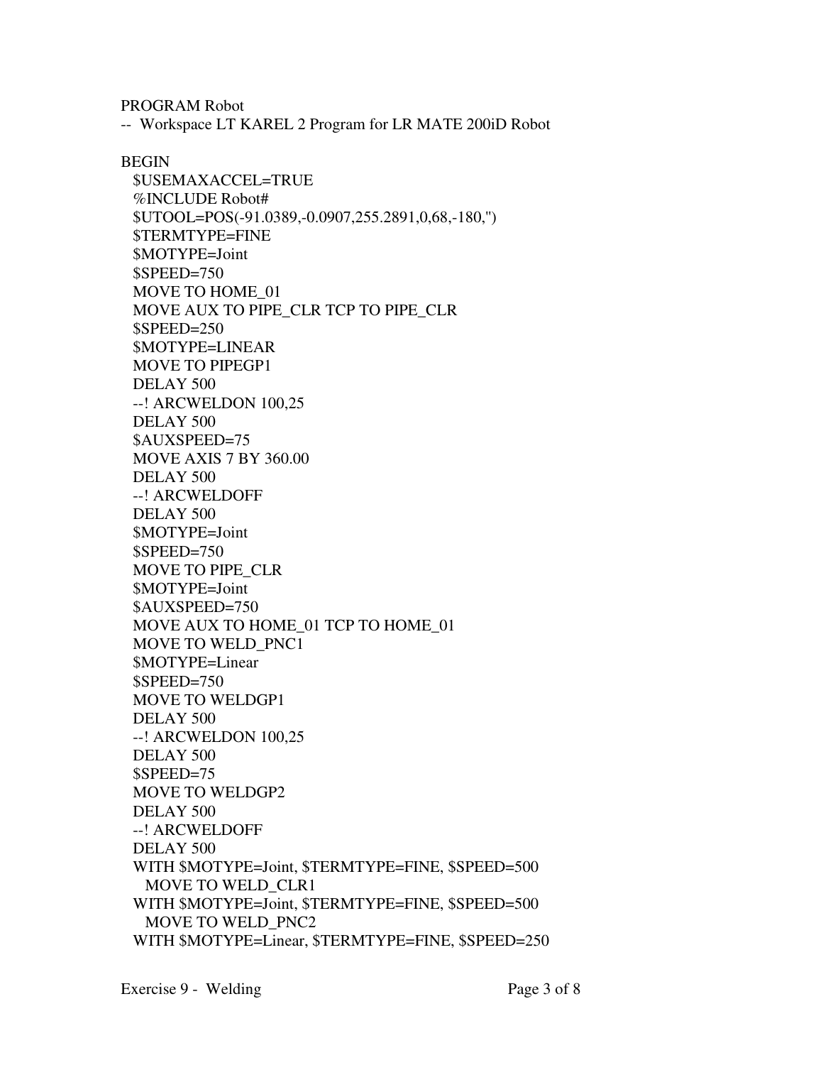```
PROGRAM Robot
--  Workspace LT KAREL 2 Program for LR MATE 200iD Robot

BEGIN
  $USEMAXACCEL=TRUE
  %INCLUDE Robot#
  $UTOOL=POS(-91.0389,-0.0907,255.2891,0,68,-180,'')
  $TERMTYPE=FINE
  $MOTYPE=Joint
  $SPEED=750
  MOVE TO HOME_01
  MOVE AUX TO PIPE_CLR TCP TO PIPE_CLR
  $SPEED=250
  $MOTYPE=LINEAR
  MOVE TO PIPEGP1
  DELAY 500
  --! ARCWELDON 100,25
  DELAY 500
  $AUXSPEED=75
  MOVE AXIS 7 BY 360.00
  DELAY 500
  --! ARCWELDOFF
  DELAY 500
  $MOTYPE=Joint
  $SPEED=750
  MOVE TO PIPE_CLR
  $MOTYPE=Joint
  $AUXSPEED=750
  MOVE AUX TO HOME_01 TCP TO HOME_01
  MOVE TO WELD_PNC1
  $MOTYPE=Linear
  $SPEED=750
  MOVE TO WELDGP1
  DELAY 500
  --! ARCWELDON 100,25
  DELAY 500
  $SPEED=75
  MOVE TO WELDGP2
  DELAY 500
  --! ARCWELDOFF
  DELAY 500
  WITH $MOTYPE=Joint, $TERMTYPE=FINE, $SPEED=500
    MOVE TO WELD_CLR1
  WITH $MOTYPE=Joint, $TERMTYPE=FINE, $SPEED=500
    MOVE TO WELD_PNC2
  WITH $MOTYPE=Linear, $TERMTYPE=FINE, $SPEED=250
```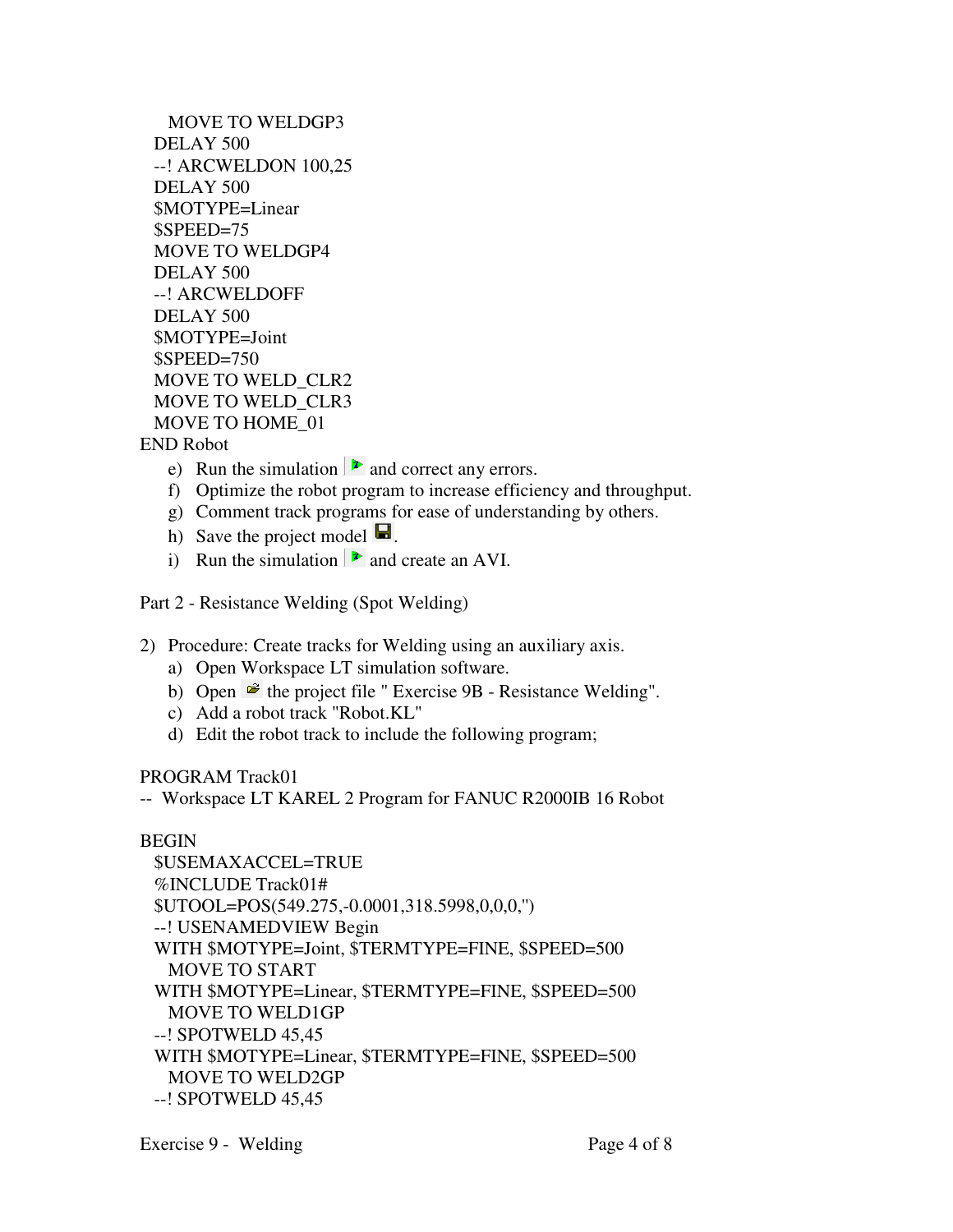```
    MOVE TO WELDGP3
  DELAY 500
  --! ARCWELDON 100,25
  DELAY 500
  $MOTYPE=Linear
  $SPEED=75
  MOVE TO WELDGP4
  DELAY 500
  --! ARCWELDOFF
  DELAY 500
  $MOTYPE=Joint
  $SPEED=750
  MOVE TO WELD_CLR2
  MOVE TO WELD_CLR3
  MOVE TO HOME_01
END Robot
```

e) Run the simulation and correct any errors.
f) Optimize the robot program to increase efficiency and throughput.
g) Comment track programs for ease of understanding by others.
h) Save the project model.
i) Run the simulation and create an AVI.

## Part 2 - Resistance Welding (Spot Welding)

2) Procedure: Create tracks for Welding using an auxiliary axis.
   a) Open Workspace LT simulation software.
   b) Open the project file " Exercise 9B - Resistance Welding".
   c) Add a robot track "Robot.KL"
   d) Edit the robot track to include the following program;

```
PROGRAM Track01
--  Workspace LT KAREL 2 Program for FANUC R2000IB 16 Robot

BEGIN
  $USEMAXACCEL=TRUE
  %INCLUDE Track01#
  $UTOOL=POS(549.275,-0.0001,318.5998,0,0,0,'')
  --! USENAMEDVIEW Begin
  WITH $MOTYPE=Joint, $TERMTYPE=FINE, $SPEED=500
    MOVE TO START
  WITH $MOTYPE=Linear, $TERMTYPE=FINE, $SPEED=500
    MOVE TO WELD1GP
  --! SPOTWELD 45,45
  WITH $MOTYPE=Linear, $TERMTYPE=FINE, $SPEED=500
    MOVE TO WELD2GP
  --! SPOTWELD 45,45
```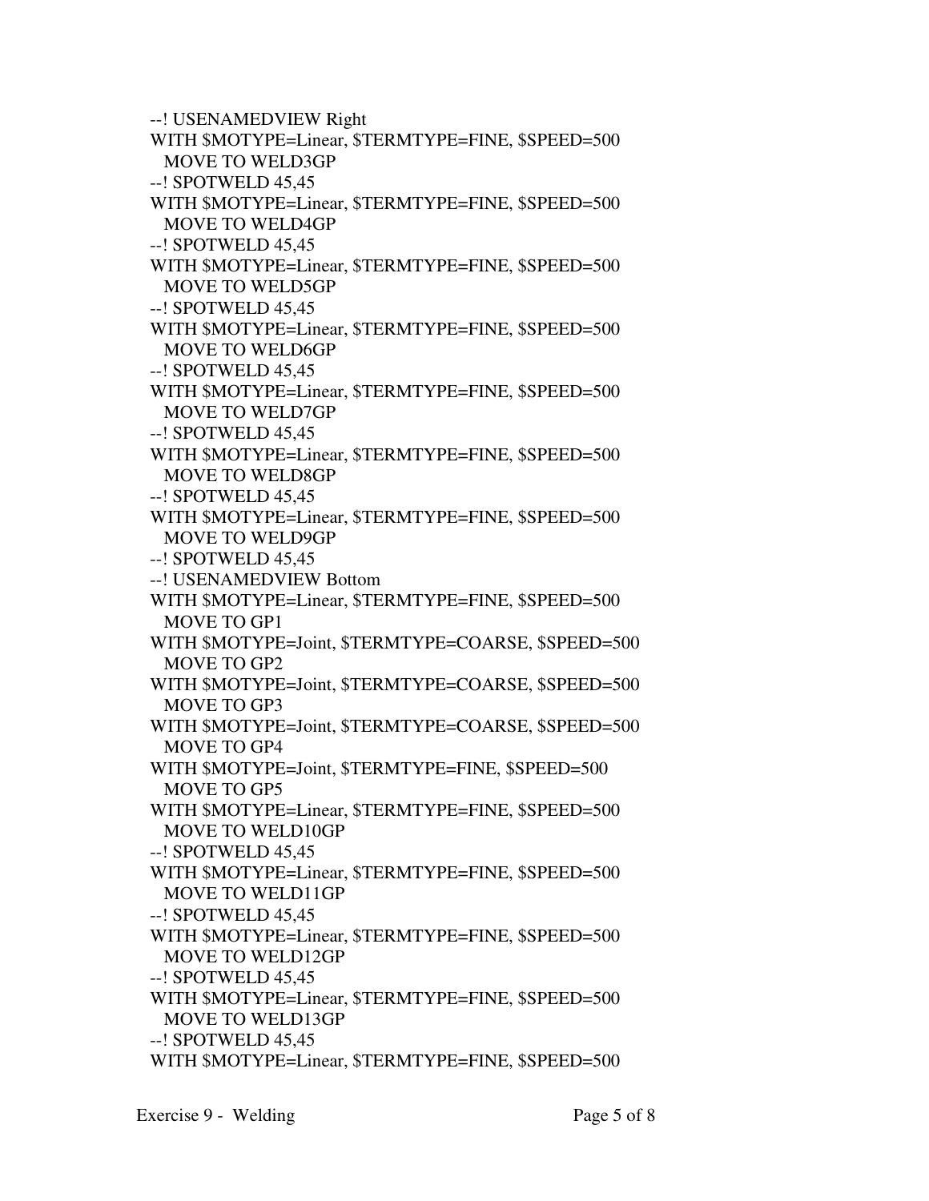```
--! USENAMEDVIEW Right
WITH $MOTYPE=Linear, $TERMTYPE=FINE, $SPEED=500
  MOVE TO WELD3GP
--! SPOTWELD 45,45
WITH $MOTYPE=Linear, $TERMTYPE=FINE, $SPEED=500
  MOVE TO WELD4GP
--! SPOTWELD 45,45
WITH $MOTYPE=Linear, $TERMTYPE=FINE, $SPEED=500
  MOVE TO WELD5GP
--! SPOTWELD 45,45
WITH $MOTYPE=Linear, $TERMTYPE=FINE, $SPEED=500
  MOVE TO WELD6GP
--! SPOTWELD 45,45
WITH $MOTYPE=Linear, $TERMTYPE=FINE, $SPEED=500
  MOVE TO WELD7GP
--! SPOTWELD 45,45
WITH $MOTYPE=Linear, $TERMTYPE=FINE, $SPEED=500
  MOVE TO WELD8GP
--! SPOTWELD 45,45
WITH $MOTYPE=Linear, $TERMTYPE=FINE, $SPEED=500
  MOVE TO WELD9GP
--! SPOTWELD 45,45
--! USENAMEDVIEW Bottom
WITH $MOTYPE=Linear, $TERMTYPE=FINE, $SPEED=500
  MOVE TO GP1
WITH $MOTYPE=Joint, $TERMTYPE=COARSE, $SPEED=500
  MOVE TO GP2
WITH $MOTYPE=Joint, $TERMTYPE=COARSE, $SPEED=500
  MOVE TO GP3
WITH $MOTYPE=Joint, $TERMTYPE=COARSE, $SPEED=500
  MOVE TO GP4
WITH $MOTYPE=Joint, $TERMTYPE=FINE, $SPEED=500
  MOVE TO GP5
WITH $MOTYPE=Linear, $TERMTYPE=FINE, $SPEED=500
  MOVE TO WELD10GP
--! SPOTWELD 45,45
WITH $MOTYPE=Linear, $TERMTYPE=FINE, $SPEED=500
  MOVE TO WELD11GP
--! SPOTWELD 45,45
WITH $MOTYPE=Linear, $TERMTYPE=FINE, $SPEED=500
  MOVE TO WELD12GP
--! SPOTWELD 45,45
WITH $MOTYPE=Linear, $TERMTYPE=FINE, $SPEED=500
  MOVE TO WELD13GP
--! SPOTWELD 45,45
WITH $MOTYPE=Linear, $TERMTYPE=FINE, $SPEED=500
```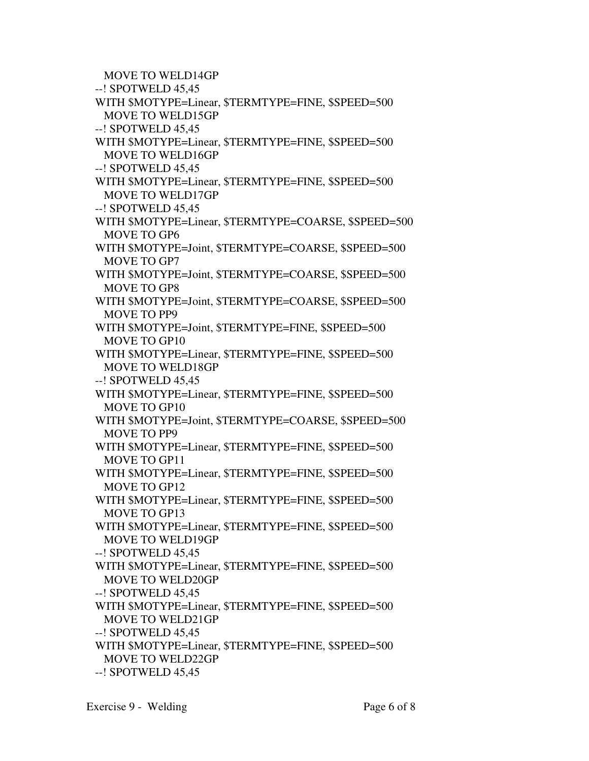```
    MOVE TO WELD14GP
  --! SPOTWELD 45,45
  WITH $MOTYPE=Linear, $TERMTYPE=FINE, $SPEED=500
    MOVE TO WELD15GP
  --! SPOTWELD 45,45
  WITH $MOTYPE=Linear, $TERMTYPE=FINE, $SPEED=500
    MOVE TO WELD16GP
  --! SPOTWELD 45,45
  WITH $MOTYPE=Linear, $TERMTYPE=FINE, $SPEED=500
    MOVE TO WELD17GP
  --! SPOTWELD 45,45
  WITH $MOTYPE=Linear, $TERMTYPE=COARSE, $SPEED=500
    MOVE TO GP6
  WITH $MOTYPE=Joint, $TERMTYPE=COARSE, $SPEED=500
    MOVE TO GP7
  WITH $MOTYPE=Joint, $TERMTYPE=COARSE, $SPEED=500
    MOVE TO GP8
  WITH $MOTYPE=Joint, $TERMTYPE=COARSE, $SPEED=500
    MOVE TO PP9
  WITH $MOTYPE=Joint, $TERMTYPE=FINE, $SPEED=500
    MOVE TO GP10
  WITH $MOTYPE=Linear, $TERMTYPE=FINE, $SPEED=500
    MOVE TO WELD18GP
  --! SPOTWELD 45,45
  WITH $MOTYPE=Linear, $TERMTYPE=FINE, $SPEED=500
    MOVE TO GP10
  WITH $MOTYPE=Joint, $TERMTYPE=COARSE, $SPEED=500
    MOVE TO PP9
  WITH $MOTYPE=Linear, $TERMTYPE=FINE, $SPEED=500
    MOVE TO GP11
  WITH $MOTYPE=Linear, $TERMTYPE=FINE, $SPEED=500
    MOVE TO GP12
  WITH $MOTYPE=Linear, $TERMTYPE=FINE, $SPEED=500
    MOVE TO GP13
  WITH $MOTYPE=Linear, $TERMTYPE=FINE, $SPEED=500
    MOVE TO WELD19GP
  --! SPOTWELD 45,45
  WITH $MOTYPE=Linear, $TERMTYPE=FINE, $SPEED=500
    MOVE TO WELD20GP
  --! SPOTWELD 45,45
  WITH $MOTYPE=Linear, $TERMTYPE=FINE, $SPEED=500
    MOVE TO WELD21GP
  --! SPOTWELD 45,45
  WITH $MOTYPE=Linear, $TERMTYPE=FINE, $SPEED=500
    MOVE TO WELD22GP
  --! SPOTWELD 45,45
```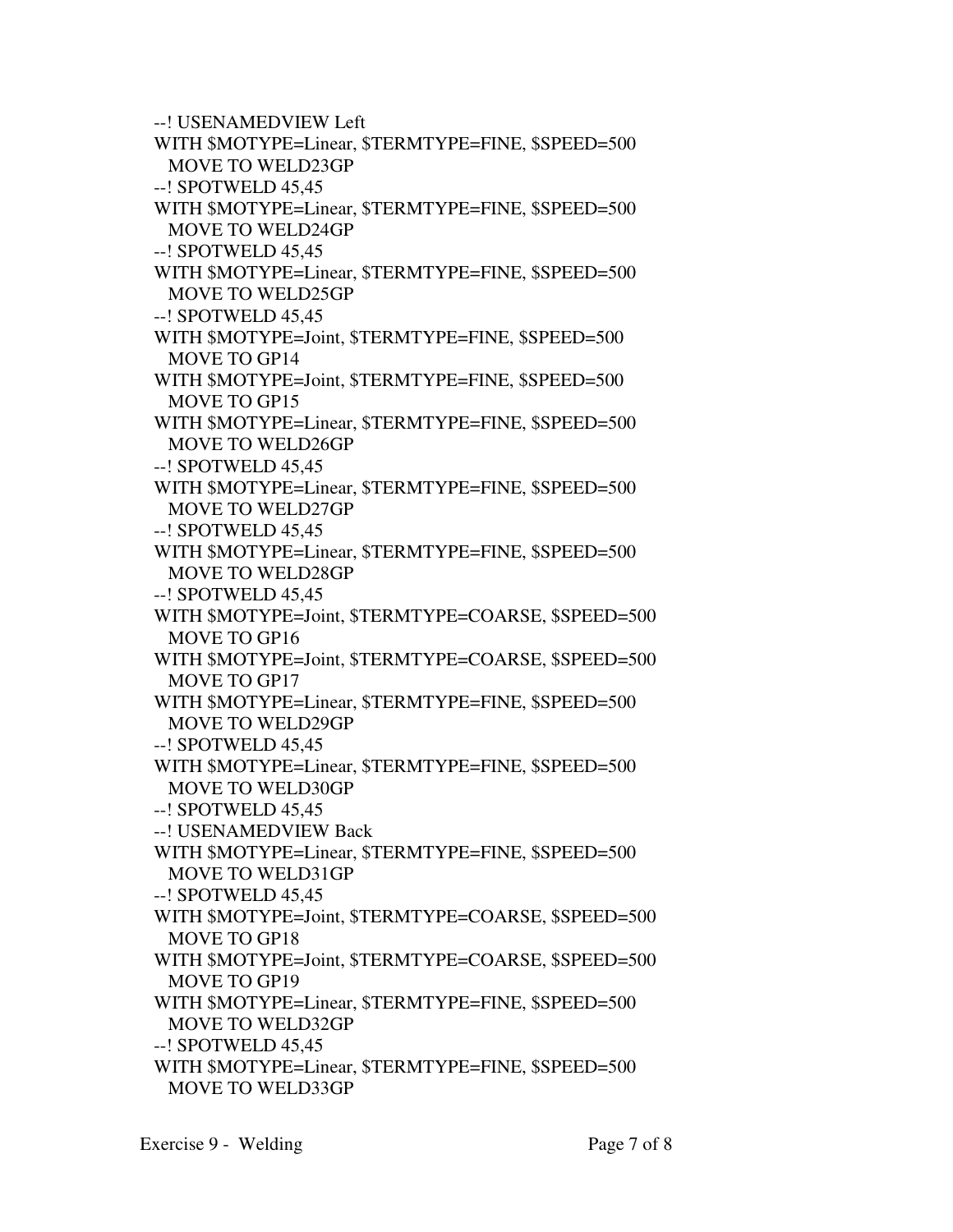```
--! USENAMEDVIEW Left
WITH $MOTYPE=Linear, $TERMTYPE=FINE, $SPEED=500
  MOVE TO WELD23GP
--! SPOTWELD 45,45
WITH $MOTYPE=Linear, $TERMTYPE=FINE, $SPEED=500
  MOVE TO WELD24GP
--! SPOTWELD 45,45
WITH $MOTYPE=Linear, $TERMTYPE=FINE, $SPEED=500
  MOVE TO WELD25GP
--! SPOTWELD 45,45
WITH $MOTYPE=Joint, $TERMTYPE=FINE, $SPEED=500
  MOVE TO GP14
WITH $MOTYPE=Joint, $TERMTYPE=FINE, $SPEED=500
  MOVE TO GP15
WITH $MOTYPE=Linear, $TERMTYPE=FINE, $SPEED=500
  MOVE TO WELD26GP
--! SPOTWELD 45,45
WITH $MOTYPE=Linear, $TERMTYPE=FINE, $SPEED=500
  MOVE TO WELD27GP
--! SPOTWELD 45,45
WITH $MOTYPE=Linear, $TERMTYPE=FINE, $SPEED=500
  MOVE TO WELD28GP
--! SPOTWELD 45,45
WITH $MOTYPE=Joint, $TERMTYPE=COARSE, $SPEED=500
  MOVE TO GP16
WITH $MOTYPE=Joint, $TERMTYPE=COARSE, $SPEED=500
  MOVE TO GP17
WITH $MOTYPE=Linear, $TERMTYPE=FINE, $SPEED=500
  MOVE TO WELD29GP
--! SPOTWELD 45,45
WITH $MOTYPE=Linear, $TERMTYPE=FINE, $SPEED=500
  MOVE TO WELD30GP
--! SPOTWELD 45,45
--! USENAMEDVIEW Back
WITH $MOTYPE=Linear, $TERMTYPE=FINE, $SPEED=500
  MOVE TO WELD31GP
--! SPOTWELD 45,45
WITH $MOTYPE=Joint, $TERMTYPE=COARSE, $SPEED=500
  MOVE TO GP18
WITH $MOTYPE=Joint, $TERMTYPE=COARSE, $SPEED=500
  MOVE TO GP19
WITH $MOTYPE=Linear, $TERMTYPE=FINE, $SPEED=500
  MOVE TO WELD32GP
--! SPOTWELD 45,45
WITH $MOTYPE=Linear, $TERMTYPE=FINE, $SPEED=500
  MOVE TO WELD33GP
```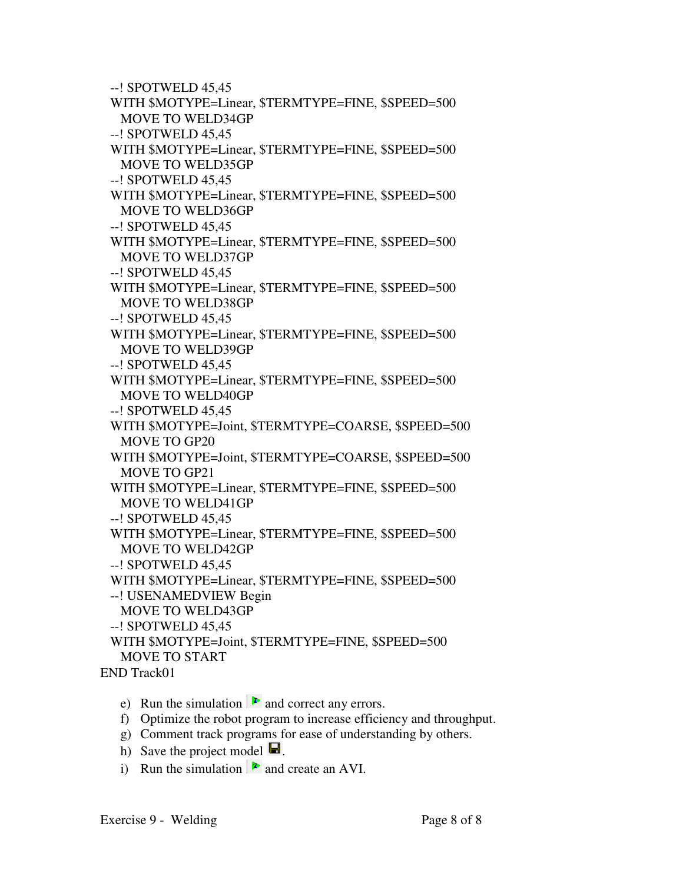```
  --! SPOTWELD 45,45
  WITH $MOTYPE=Linear, $TERMTYPE=FINE, $SPEED=500
    MOVE TO WELD34GP
  --! SPOTWELD 45,45
  WITH $MOTYPE=Linear, $TERMTYPE=FINE, $SPEED=500
    MOVE TO WELD35GP
  --! SPOTWELD 45,45
  WITH $MOTYPE=Linear, $TERMTYPE=FINE, $SPEED=500
    MOVE TO WELD36GP
  --! SPOTWELD 45,45
  WITH $MOTYPE=Linear, $TERMTYPE=FINE, $SPEED=500
    MOVE TO WELD37GP
  --! SPOTWELD 45,45
  WITH $MOTYPE=Linear, $TERMTYPE=FINE, $SPEED=500
    MOVE TO WELD38GP
  --! SPOTWELD 45,45
  WITH $MOTYPE=Linear, $TERMTYPE=FINE, $SPEED=500
    MOVE TO WELD39GP
  --! SPOTWELD 45,45
  WITH $MOTYPE=Linear, $TERMTYPE=FINE, $SPEED=500
    MOVE TO WELD40GP
  --! SPOTWELD 45,45
  WITH $MOTYPE=Joint, $TERMTYPE=COARSE, $SPEED=500
    MOVE TO GP20
  WITH $MOTYPE=Joint, $TERMTYPE=COARSE, $SPEED=500
    MOVE TO GP21
  WITH $MOTYPE=Linear, $TERMTYPE=FINE, $SPEED=500
    MOVE TO WELD41GP
  --! SPOTWELD 45,45
  WITH $MOTYPE=Linear, $TERMTYPE=FINE, $SPEED=500
    MOVE TO WELD42GP
  --! SPOTWELD 45,45
  WITH $MOTYPE=Linear, $TERMTYPE=FINE, $SPEED=500
  --! USENAMEDVIEW Begin
    MOVE TO WELD43GP
  --! SPOTWELD 45,45
  WITH $MOTYPE=Joint, $TERMTYPE=FINE, $SPEED=500
    MOVE TO START
END Track01
```

e) Run the simulation and correct any errors.
f) Optimize the robot program to increase efficiency and throughput.
g) Comment track programs for ease of understanding by others.
h) Save the project model.
i) Run the simulation and create an AVI.